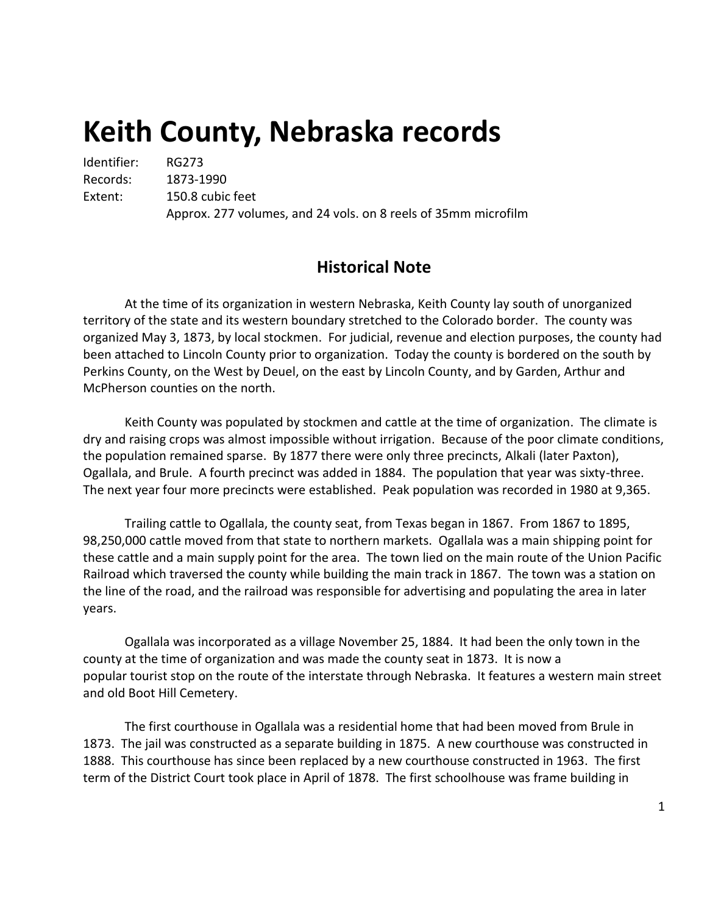# Keith County, Nebraska records

Identifier: RG273
Records: 1873-1990
Extent: 150.8 cubic feet
Approx. 277 volumes, and 24 vols. on 8 reels of 35mm microfilm

## Historical Note

At the time of its organization in western Nebraska, Keith County lay south of unorganized territory of the state and its western boundary stretched to the Colorado border. The county was organized May 3, 1873, by local stockmen. For judicial, revenue and election purposes, the county had been attached to Lincoln County prior to organization. Today the county is bordered on the south by Perkins County, on the West by Deuel, on the east by Lincoln County, and by Garden, Arthur and McPherson counties on the north.

Keith County was populated by stockmen and cattle at the time of organization. The climate is dry and raising crops was almost impossible without irrigation. Because of the poor climate conditions, the population remained sparse. By 1877 there were only three precincts, Alkali (later Paxton), Ogallala, and Brule. A fourth precinct was added in 1884. The population that year was sixty-three. The next year four more precincts were established. Peak population was recorded in 1980 at 9,365.

Trailing cattle to Ogallala, the county seat, from Texas began in 1867. From 1867 to 1895, 98,250,000 cattle moved from that state to northern markets. Ogallala was a main shipping point for these cattle and a main supply point for the area. The town lied on the main route of the Union Pacific Railroad which traversed the county while building the main track in 1867. The town was a station on the line of the road, and the railroad was responsible for advertising and populating the area in later years.

Ogallala was incorporated as a village November 25, 1884. It had been the only town in the county at the time of organization and was made the county seat in 1873. It is now a popular tourist stop on the route of the interstate through Nebraska. It features a western main street and old Boot Hill Cemetery.

The first courthouse in Ogallala was a residential home that had been moved from Brule in 1873. The jail was constructed as a separate building in 1875. A new courthouse was constructed in 1888. This courthouse has since been replaced by a new courthouse constructed in 1963. The first term of the District Court took place in April of 1878. The first schoolhouse was frame building in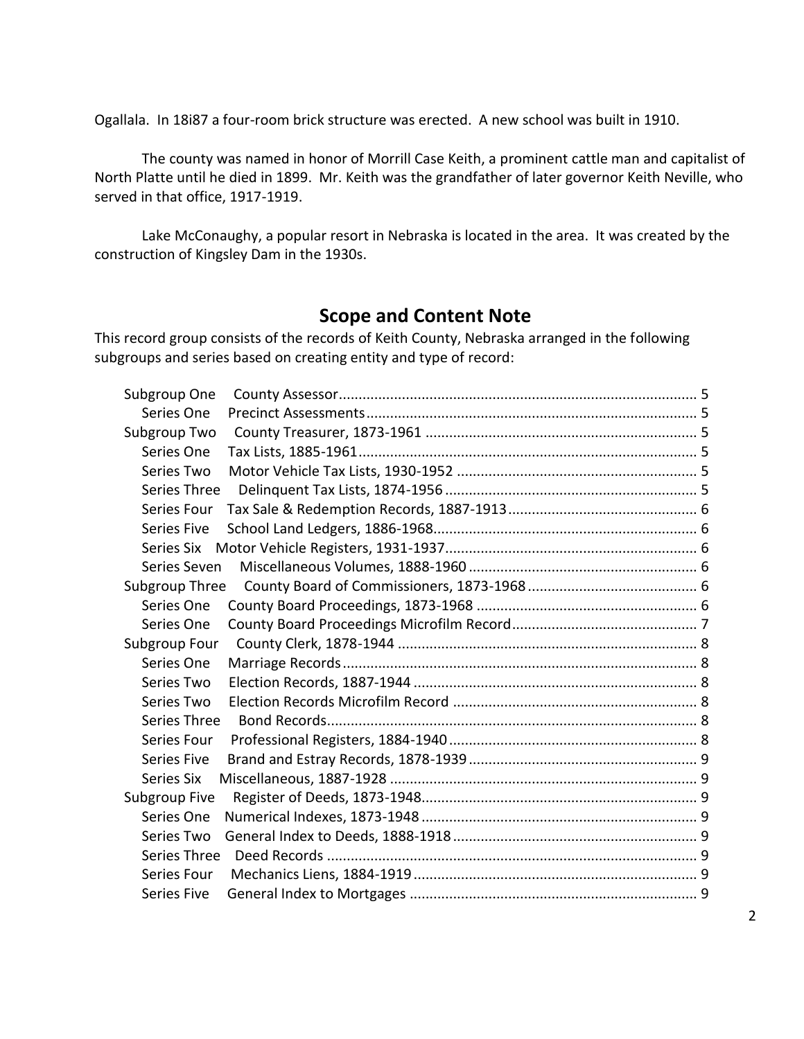Ogallala. In 18i87 a four-room brick structure was erected. A new school was built in 1910.

The county was named in honor of Morrill Case Keith, a prominent cattle man and capitalist of North Platte until he died in 1899. Mr. Keith was the grandfather of later governor Keith Neville, who served in that office, 1917-1919.

Lake McConaughy, a popular resort in Nebraska is located in the area. It was created by the construction of Kingsley Dam in the 1930s.

## Scope and Content Note

This record group consists of the records of Keith County, Nebraska arranged in the following subgroups and series based on creating entity and type of record:

- Subgroup One County Assessor .......... 5
  - Series One Precinct Assessments .......... 5
- Subgroup Two County Treasurer, 1873-1961 .......... 5
  - Series One Tax Lists, 1885-1961 .......... 5
  - Series Two Motor Vehicle Tax Lists, 1930-1952 .......... 5
  - Series Three Delinquent Tax Lists, 1874-1956 .......... 5
  - Series Four Tax Sale & Redemption Records, 1887-1913 .......... 6
  - Series Five School Land Ledgers, 1886-1968 .......... 6
  - Series Six Motor Vehicle Registers, 1931-1937 .......... 6
  - Series Seven Miscellaneous Volumes, 1888-1960 .......... 6
- Subgroup Three County Board of Commissioners, 1873-1968 .......... 6
  - Series One County Board Proceedings, 1873-1968 .......... 6
  - Series One County Board Proceedings Microfilm Record .......... 7
- Subgroup Four County Clerk, 1878-1944 .......... 8
  - Series One Marriage Records .......... 8
  - Series Two Election Records, 1887-1944 .......... 8
  - Series Two Election Records Microfilm Record .......... 8
  - Series Three Bond Records .......... 8
  - Series Four Professional Registers, 1884-1940 .......... 8
  - Series Five Brand and Estray Records, 1878-1939 .......... 9
  - Series Six Miscellaneous, 1887-1928 .......... 9
- Subgroup Five Register of Deeds, 1873-1948 .......... 9
  - Series One Numerical Indexes, 1873-1948 .......... 9
  - Series Two General Index to Deeds, 1888-1918 .......... 9
  - Series Three Deed Records .......... 9
  - Series Four Mechanics Liens, 1884-1919 .......... 9
  - Series Five General Index to Mortgages .......... 9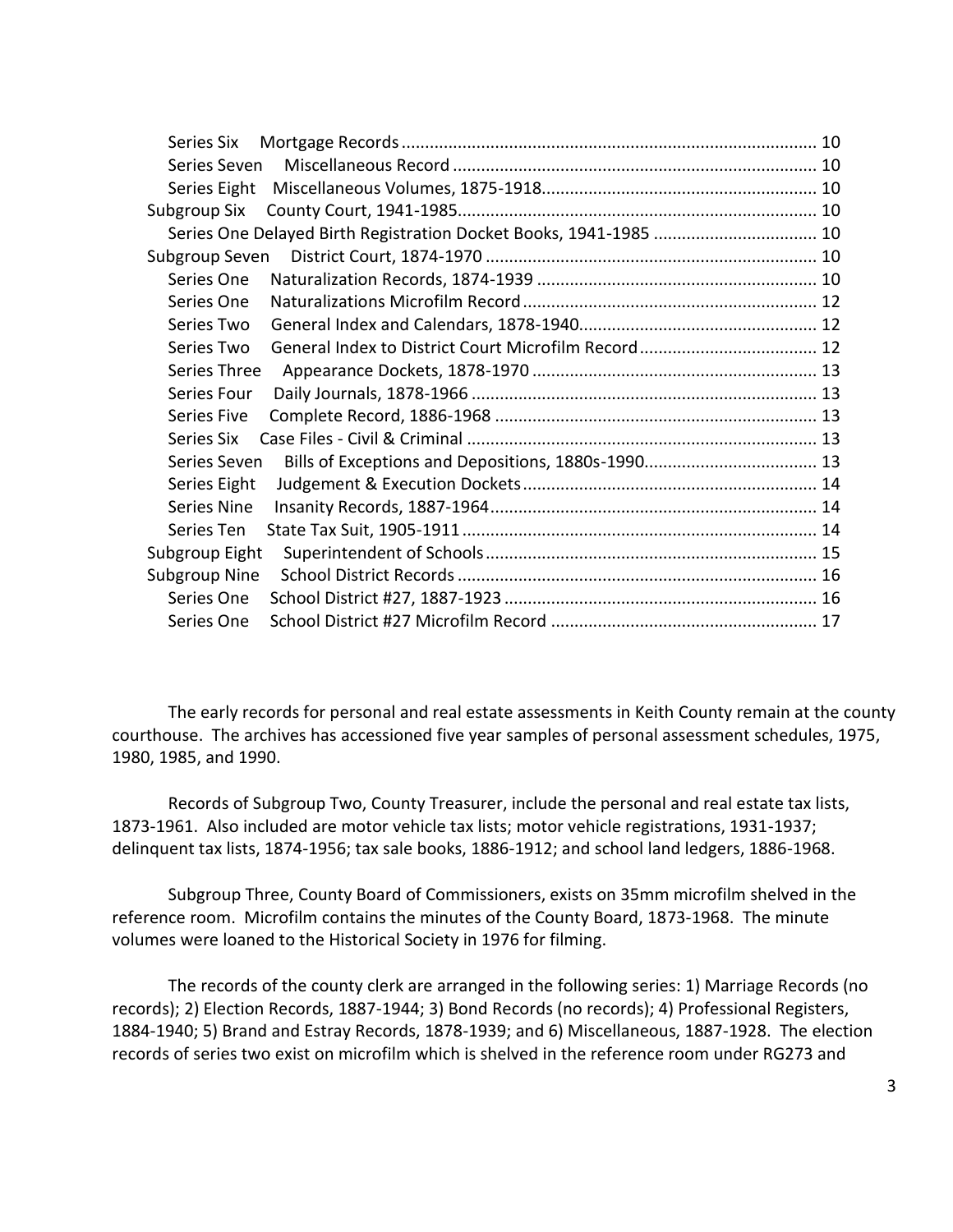Series Six Mortgage Records ........................................................................................ 10
Series Seven Miscellaneous Record ............................................................................. 10
Series Eight Miscellaneous Volumes, 1875-1918........................................................... 10
Subgroup Six County Court, 1941-1985............................................................................ 10
Series One Delayed Birth Registration Docket Books, 1941-1985 ................................... 10
Subgroup Seven District Court, 1874-1970 ...................................................................... 10
Series One Naturalization Records, 1874-1939 ............................................................ 10
Series One Naturalizations Microfilm Record............................................................... 12
Series Two General Index and Calendars, 1878-1940................................................... 12
Series Two General Index to District Court Microfilm Record...................................... 12
Series Three Appearance Dockets, 1878-1970 ............................................................. 13
Series Four Daily Journals, 1878-1966 .......................................................................... 13
Series Five Complete Record, 1886-1968 ..................................................................... 13
Series Six Case Files - Civil & Criminal ........................................................................... 13
Series Seven Bills of Exceptions and Depositions, 1880s-1990..................................... 13
Series Eight Judgement & Execution Dockets.............................................................. 14
Series Nine Insanity Records, 1887-1964...................................................................... 14
Series Ten State Tax Suit, 1905-1911 ............................................................................ 14
Subgroup Eight Superintendent of Schools...................................................................... 15
Subgroup Nine School District Records ............................................................................ 16
Series One School District #27, 1887-1923 .................................................................. 16
Series One School District #27 Microfilm Record ......................................................... 17

The early records for personal and real estate assessments in Keith County remain at the county courthouse. The archives has accessioned five year samples of personal assessment schedules, 1975, 1980, 1985, and 1990.

Records of Subgroup Two, County Treasurer, include the personal and real estate tax lists, 1873-1961. Also included are motor vehicle tax lists; motor vehicle registrations, 1931-1937; delinquent tax lists, 1874-1956; tax sale books, 1886-1912; and school land ledgers, 1886-1968.

Subgroup Three, County Board of Commissioners, exists on 35mm microfilm shelved in the reference room. Microfilm contains the minutes of the County Board, 1873-1968. The minute volumes were loaned to the Historical Society in 1976 for filming.

The records of the county clerk are arranged in the following series: 1) Marriage Records (no records); 2) Election Records, 1887-1944; 3) Bond Records (no records); 4) Professional Registers, 1884-1940; 5) Brand and Estray Records, 1878-1939; and 6) Miscellaneous, 1887-1928. The election records of series two exist on microfilm which is shelved in the reference room under RG273 and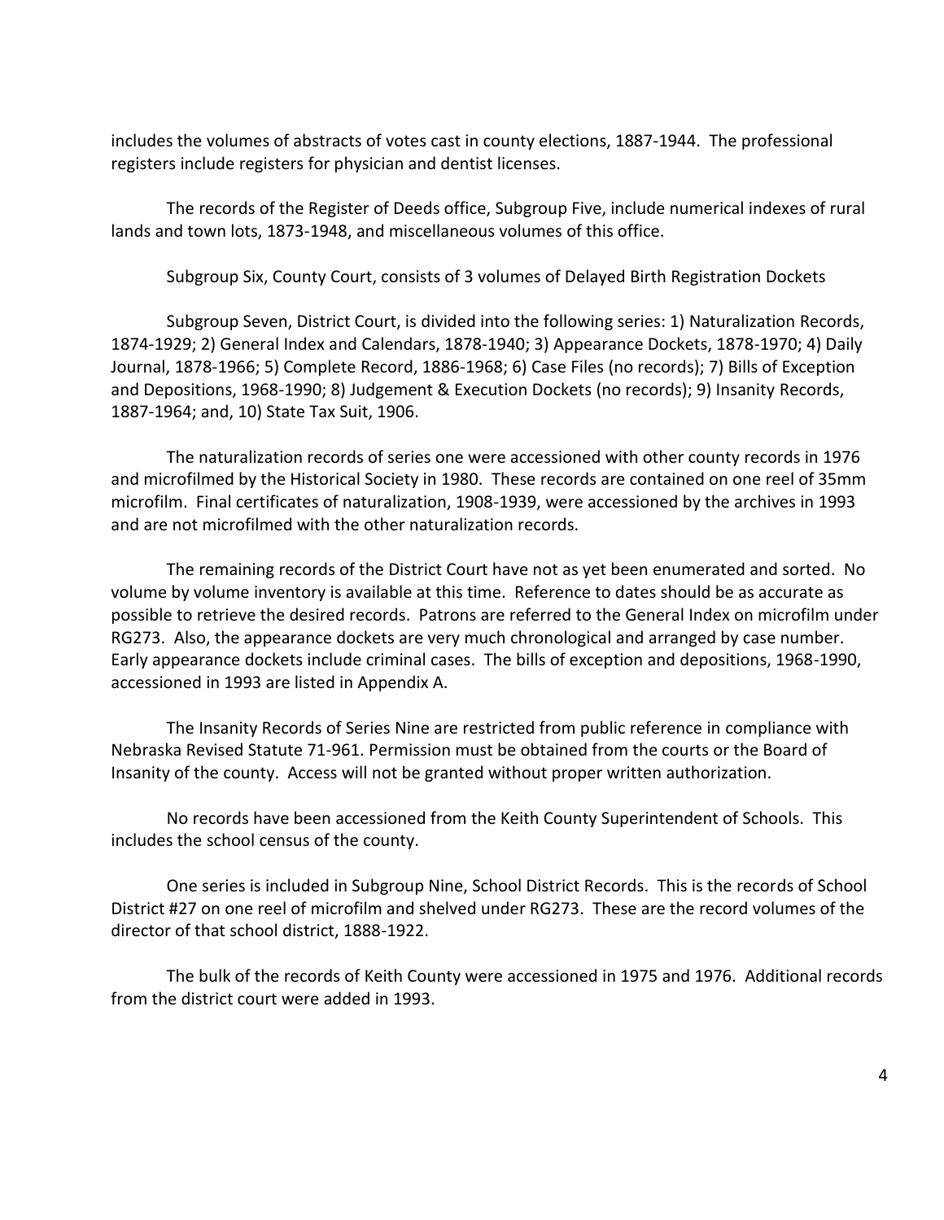includes the volumes of abstracts of votes cast in county elections, 1887-1944. The professional registers include registers for physician and dentist licenses.

The records of the Register of Deeds office, Subgroup Five, include numerical indexes of rural lands and town lots, 1873-1948, and miscellaneous volumes of this office.

Subgroup Six, County Court, consists of 3 volumes of Delayed Birth Registration Dockets

Subgroup Seven, District Court, is divided into the following series: 1) Naturalization Records, 1874-1929; 2) General Index and Calendars, 1878-1940; 3) Appearance Dockets, 1878-1970; 4) Daily Journal, 1878-1966; 5) Complete Record, 1886-1968; 6) Case Files (no records); 7) Bills of Exception and Depositions, 1968-1990; 8) Judgement & Execution Dockets (no records); 9) Insanity Records, 1887-1964; and, 10) State Tax Suit, 1906.

The naturalization records of series one were accessioned with other county records in 1976 and microfilmed by the Historical Society in 1980. These records are contained on one reel of 35mm microfilm. Final certificates of naturalization, 1908-1939, were accessioned by the archives in 1993 and are not microfilmed with the other naturalization records.

The remaining records of the District Court have not as yet been enumerated and sorted. No volume by volume inventory is available at this time. Reference to dates should be as accurate as possible to retrieve the desired records. Patrons are referred to the General Index on microfilm under RG273. Also, the appearance dockets are very much chronological and arranged by case number. Early appearance dockets include criminal cases. The bills of exception and depositions, 1968-1990, accessioned in 1993 are listed in Appendix A.

The Insanity Records of Series Nine are restricted from public reference in compliance with Nebraska Revised Statute 71-961. Permission must be obtained from the courts or the Board of Insanity of the county. Access will not be granted without proper written authorization.

No records have been accessioned from the Keith County Superintendent of Schools. This includes the school census of the county.

One series is included in Subgroup Nine, School District Records. This is the records of School District #27 on one reel of microfilm and shelved under RG273. These are the record volumes of the director of that school district, 1888-1922.

The bulk of the records of Keith County were accessioned in 1975 and 1976. Additional records from the district court were added in 1993.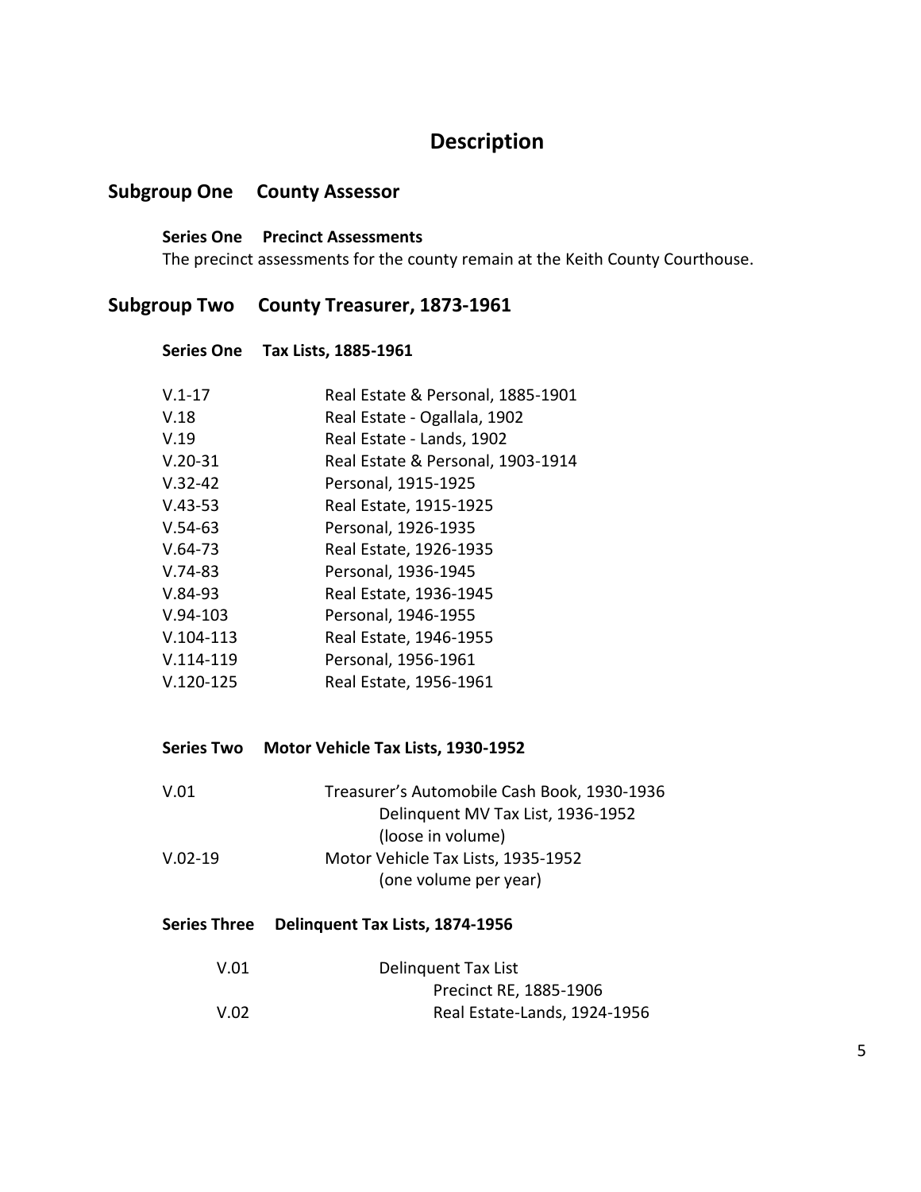# Description

## Subgroup One County Assessor

**Series One Precinct Assessments**

The precinct assessments for the county remain at the Keith County Courthouse.

## Subgroup Two County Treasurer, 1873-1961

**Series One Tax Lists, 1885-1961**

| | |
|---|---|
| V.1-17 | Real Estate & Personal, 1885-1901 |
| V.18 | Real Estate - Ogallala, 1902 |
| V.19 | Real Estate - Lands, 1902 |
| V.20-31 | Real Estate & Personal, 1903-1914 |
| V.32-42 | Personal, 1915-1925 |
| V.43-53 | Real Estate, 1915-1925 |
| V.54-63 | Personal, 1926-1935 |
| V.64-73 | Real Estate, 1926-1935 |
| V.74-83 | Personal, 1936-1945 |
| V.84-93 | Real Estate, 1936-1945 |
| V.94-103 | Personal, 1946-1955 |
| V.104-113 | Real Estate, 1946-1955 |
| V.114-119 | Personal, 1956-1961 |
| V.120-125 | Real Estate, 1956-1961 |

**Series Two Motor Vehicle Tax Lists, 1930-1952**

| | |
|---|---|
| V.01 | Treasurer's Automobile Cash Book, 1930-1936 |
| | Delinquent MV Tax List, 1936-1952 (loose in volume) |
| V.02-19 | Motor Vehicle Tax Lists, 1935-1952 (one volume per year) |

**Series Three Delinquent Tax Lists, 1874-1956**

| | |
|---|---|
| V.01 | Delinquent Tax List |
| | Precinct RE, 1885-1906 |
| V.02 | Real Estate-Lands, 1924-1956 |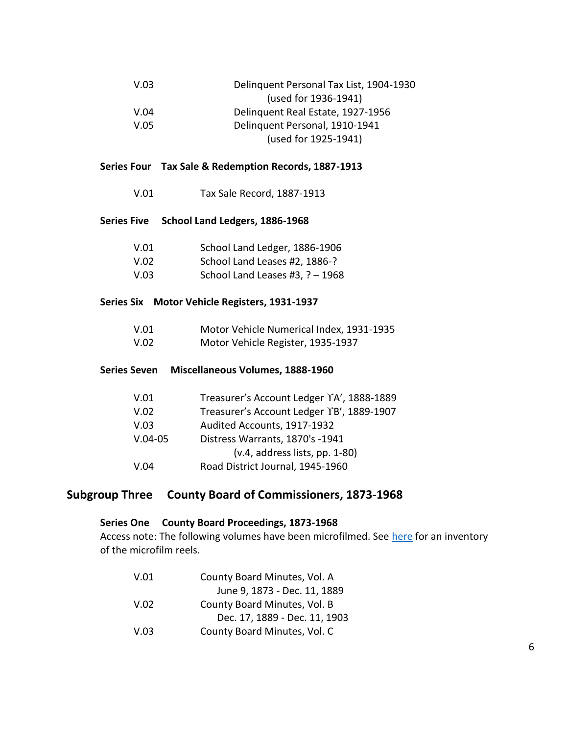| | |
|---|---|
| V.03 | Delinquent Personal Tax List, 1904-1930 (used for 1936-1941) |
| V.04 | Delinquent Real Estate, 1927-1956 |
| V.05 | Delinquent Personal, 1910-1941 (used for 1925-1941) |

### Series Four Tax Sale & Redemption Records, 1887-1913

| | |
|---|---|
| V.01 | Tax Sale Record, 1887-1913 |

### Series Five School Land Ledgers, 1886-1968

| | |
|---|---|
| V.01 | School Land Ledger, 1886-1906 |
| V.02 | School Land Leases #2, 1886-? |
| V.03 | School Land Leases #3, ? – 1968 |

### Series Six Motor Vehicle Registers, 1931-1937

| | |
|---|---|
| V.01 | Motor Vehicle Numerical Index, 1931-1935 |
| V.02 | Motor Vehicle Register, 1935-1937 |

### Series Seven Miscellaneous Volumes, 1888-1960

| | |
|---|---|
| V.01 | Treasurer's Account Ledger ϒA', 1888-1889 |
| V.02 | Treasurer's Account Ledger ϒB', 1889-1907 |
| V.03 | Audited Accounts, 1917-1932 |
| V.04-05 | Distress Warrants, 1870's -1941 (v.4, address lists, pp. 1-80) |
| V.04 | Road District Journal, 1945-1960 |

## Subgroup Three County Board of Commissioners, 1873-1968

### Series One County Board Proceedings, 1873-1968

Access note: The following volumes have been microfilmed. See here for an inventory of the microfilm reels.

| | |
|---|---|
| V.01 | County Board Minutes, Vol. A June 9, 1873 - Dec. 11, 1889 |
| V.02 | County Board Minutes, Vol. B Dec. 17, 1889 - Dec. 11, 1903 |
| V.03 | County Board Minutes, Vol. C |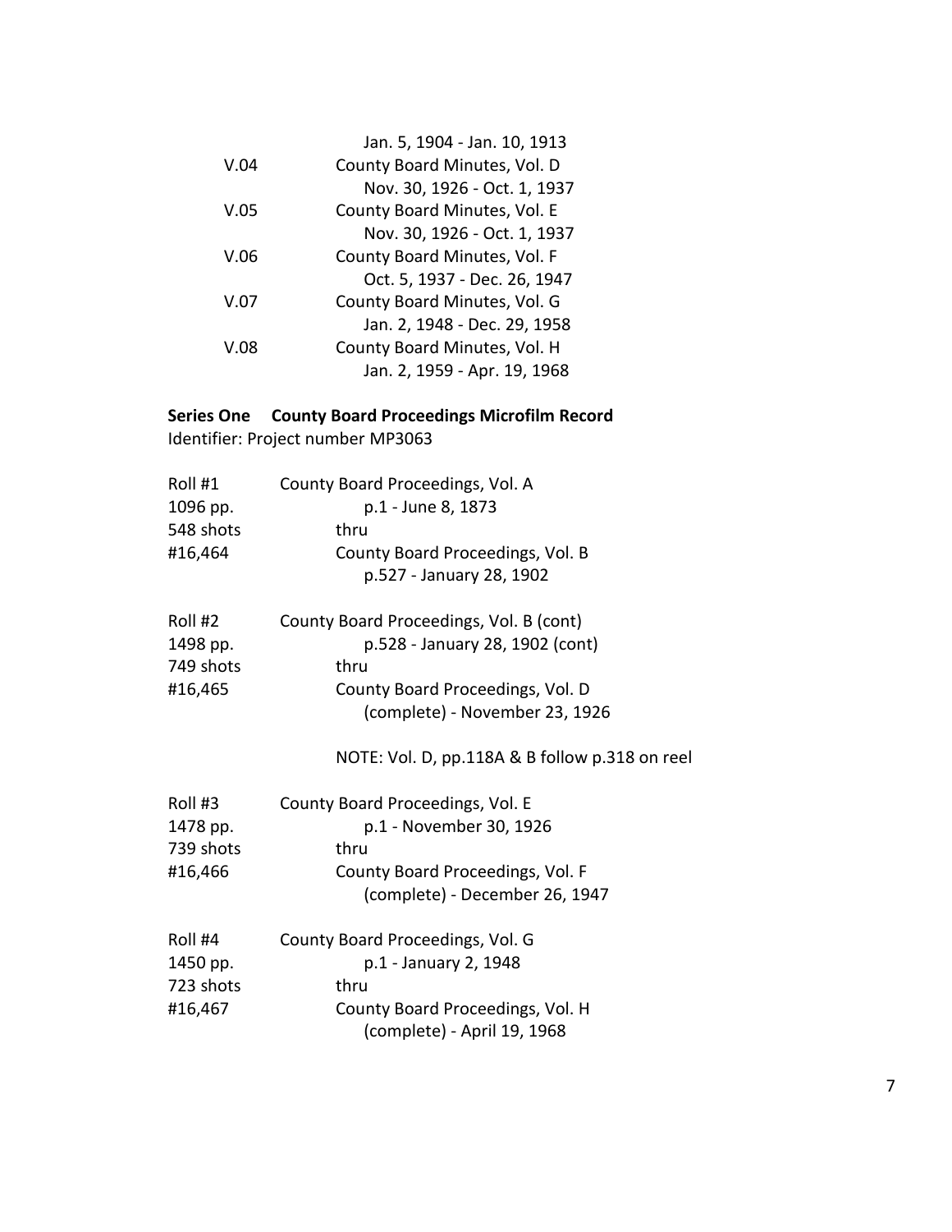| | |
|---|---|
| | Jan. 5, 1904 - Jan. 10, 1913 |
| V.04 | County Board Minutes, Vol. D |
| | Nov. 30, 1926 - Oct. 1, 1937 |
| V.05 | County Board Minutes, Vol. E |
| | Nov. 30, 1926 - Oct. 1, 1937 |
| V.06 | County Board Minutes, Vol. F |
| | Oct. 5, 1937 - Dec. 26, 1947 |
| V.07 | County Board Minutes, Vol. G |
| | Jan. 2, 1948 - Dec. 29, 1958 |
| V.08 | County Board Minutes, Vol. H |
| | Jan. 2, 1959 - Apr. 19, 1968 |

**Series One County Board Proceedings Microfilm Record**

Identifier: Project number MP3063

| | |
|---|---|
| Roll #1 | County Board Proceedings, Vol. A |
| 1096 pp. | p.1 - June 8, 1873 |
| 548 shots | thru |
| #16,464 | County Board Proceedings, Vol. B |
| | p.527 - January 28, 1902 |
| Roll #2 | County Board Proceedings, Vol. B (cont) |
| 1498 pp. | p.528 - January 28, 1902 (cont) |
| 749 shots | thru |
| #16,465 | County Board Proceedings, Vol. D |
| | (complete) - November 23, 1926 |
| | NOTE: Vol. D, pp.118A & B follow p.318 on reel |
| Roll #3 | County Board Proceedings, Vol. E |
| 1478 pp. | p.1 - November 30, 1926 |
| 739 shots | thru |
| #16,466 | County Board Proceedings, Vol. F |
| | (complete) - December 26, 1947 |
| Roll #4 | County Board Proceedings, Vol. G |
| 1450 pp. | p.1 - January 2, 1948 |
| 723 shots | thru |
| #16,467 | County Board Proceedings, Vol. H |
| | (complete) - April 19, 1968 |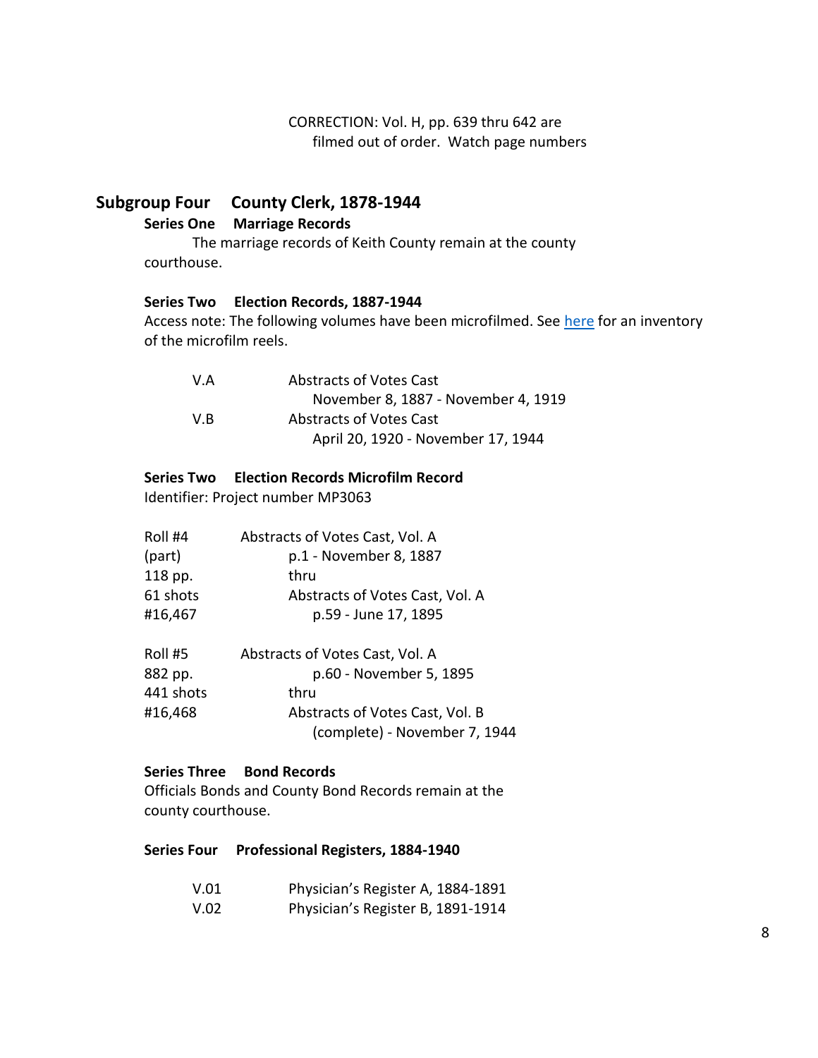CORRECTION: Vol. H, pp. 639 thru 642 are filmed out of order. Watch page numbers

## Subgroup Four County Clerk, 1878-1944

### Series One Marriage Records

The marriage records of Keith County remain at the county courthouse.

### Series Two Election Records, 1887-1944

Access note: The following volumes have been microfilmed. See [here]() for an inventory of the microfilm reels.

| | |
|---|---|
| V.A | Abstracts of Votes Cast<br>November 8, 1887 - November 4, 1919 |
| V.B | Abstracts of Votes Cast<br>April 20, 1920 - November 17, 1944 |

### Series Two Election Records Microfilm Record

Identifier: Project number MP3063

| | |
|---|---|
| Roll #4<br>(part)<br>118 pp.<br>61 shots<br>#16,467 | Abstracts of Votes Cast, Vol. A<br>p.1 - November 8, 1887<br>thru<br>Abstracts of Votes Cast, Vol. A<br>p.59 - June 17, 1895 |
| Roll #5<br>882 pp.<br>441 shots<br>#16,468 | Abstracts of Votes Cast, Vol. A<br>p.60 - November 5, 1895<br>thru<br>Abstracts of Votes Cast, Vol. B<br>(complete) - November 7, 1944 |

### Series Three Bond Records

Officials Bonds and County Bond Records remain at the county courthouse.

### Series Four Professional Registers, 1884-1940

| | |
|---|---|
| V.01 | Physician's Register A, 1884-1891 |
| V.02 | Physician's Register B, 1891-1914 |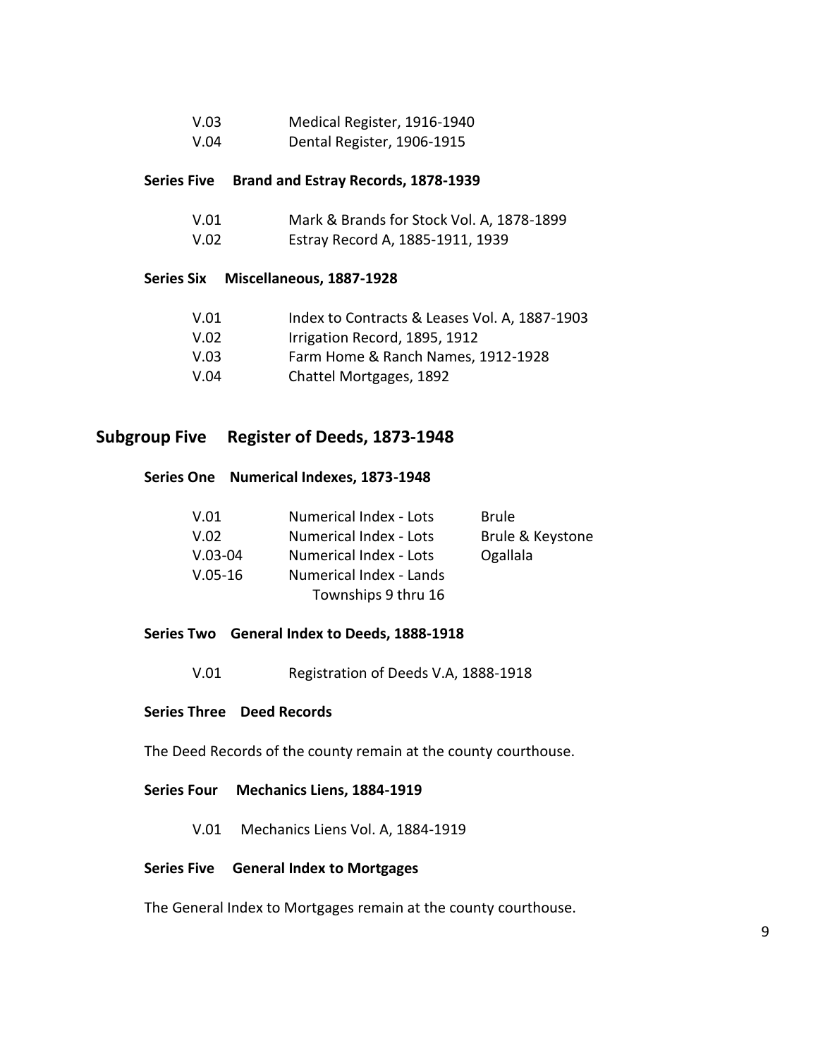| | |
|---|---|
| V.03 | Medical Register, 1916-1940 |
| V.04 | Dental Register, 1906-1915 |

### Series Five Brand and Estray Records, 1878-1939

| | |
|---|---|
| V.01 | Mark & Brands for Stock Vol. A, 1878-1899 |
| V.02 | Estray Record A, 1885-1911, 1939 |

### Series Six Miscellaneous, 1887-1928

| | |
|---|---|
| V.01 | Index to Contracts & Leases Vol. A, 1887-1903 |
| V.02 | Irrigation Record, 1895, 1912 |
| V.03 | Farm Home & Ranch Names, 1912-1928 |
| V.04 | Chattel Mortgages, 1892 |

## Subgroup Five Register of Deeds, 1873-1948

### Series One Numerical Indexes, 1873-1948

| | | |
|---|---|---|
| V.01 | Numerical Index - Lots | Brule |
| V.02 | Numerical Index - Lots | Brule & Keystone |
| V.03-04 | Numerical Index - Lots | Ogallala |
| V.05-16 | Numerical Index - Lands Townships 9 thru 16 | |

### Series Two General Index to Deeds, 1888-1918

| | |
|---|---|
| V.01 | Registration of Deeds V.A, 1888-1918 |

### Series Three Deed Records

The Deed Records of the county remain at the county courthouse.

### Series Four Mechanics Liens, 1884-1919

| | |
|---|---|
| V.01 | Mechanics Liens Vol. A, 1884-1919 |

### Series Five General Index to Mortgages

The General Index to Mortgages remain at the county courthouse.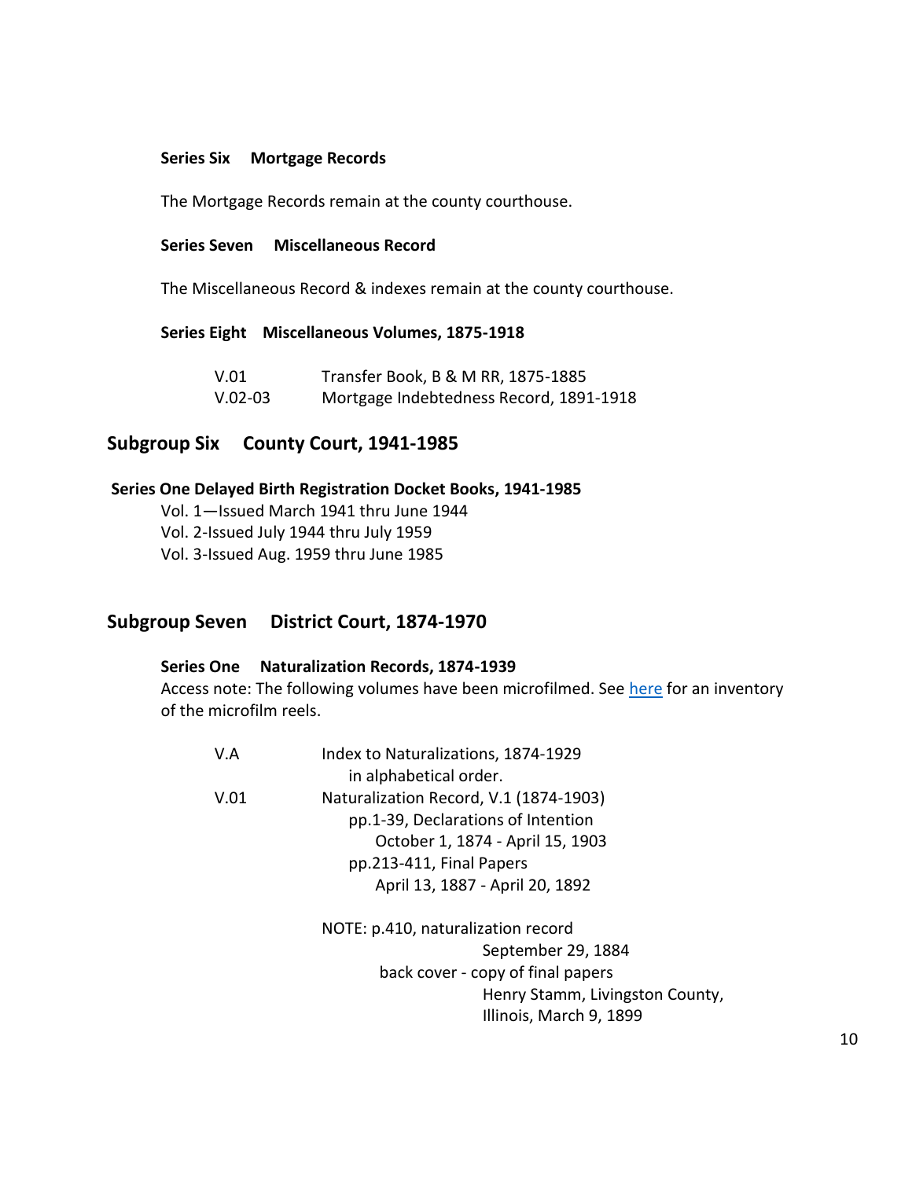**Series Six Mortgage Records**

The Mortgage Records remain at the county courthouse.

**Series Seven Miscellaneous Record**

The Miscellaneous Record & indexes remain at the county courthouse.

**Series Eight Miscellaneous Volumes, 1875-1918**

| | |
|---|---|
| V.01 | Transfer Book, B & M RR, 1875-1885 |
| V.02-03 | Mortgage Indebtedness Record, 1891-1918 |

## Subgroup Six County Court, 1941-1985

**Series One Delayed Birth Registration Docket Books, 1941-1985**

Vol. 1—Issued March 1941 thru June 1944
Vol. 2-Issued July 1944 thru July 1959
Vol. 3-Issued Aug. 1959 thru June 1985

## Subgroup Seven District Court, 1874-1970

**Series One Naturalization Records, 1874-1939**

Access note: The following volumes have been microfilmed. See here for an inventory of the microfilm reels.

V.A Index to Naturalizations, 1874-1929
in alphabetical order.

V.01 Naturalization Record, V.1 (1874-1903)
pp.1-39, Declarations of Intention
October 1, 1874 - April 15, 1903
pp.213-411, Final Papers
April 13, 1887 - April 20, 1892

NOTE: p.410, naturalization record
September 29, 1884
back cover - copy of final papers
Henry Stamm, Livingston County,
Illinois, March 9, 1899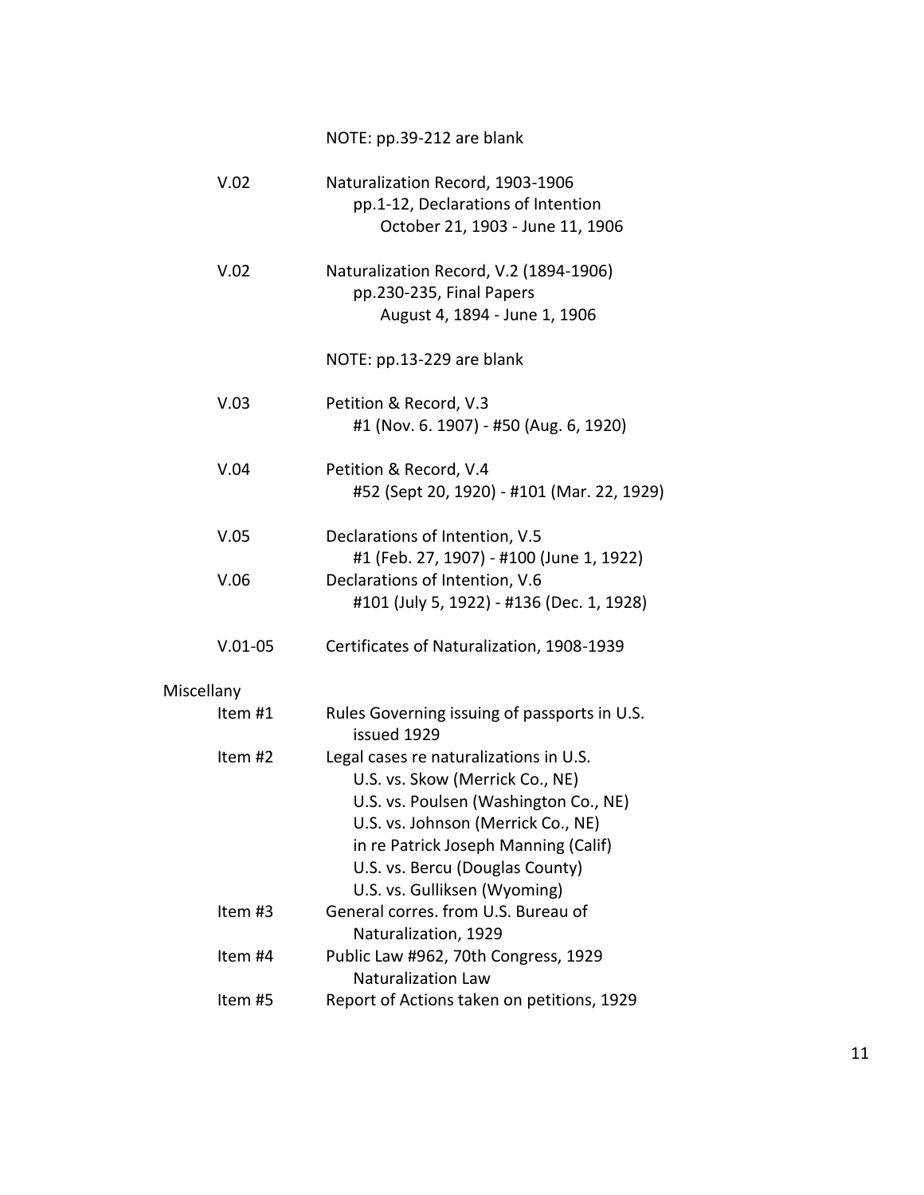NOTE: pp.39-212 are blank

| | |
|---|---|
| V.02 | Naturalization Record, 1903-1906<br>pp.1-12, Declarations of Intention<br>October 21, 1903 - June 11, 1906 |
| V.02 | Naturalization Record, V.2 (1894-1906)<br>pp.230-235, Final Papers<br>August 4, 1894 - June 1, 1906<br><br>NOTE: pp.13-229 are blank |
| V.03 | Petition & Record, V.3<br>#1 (Nov. 6. 1907) - #50 (Aug. 6, 1920) |
| V.04 | Petition & Record, V.4<br>#52 (Sept 20, 1920) - #101 (Mar. 22, 1929) |
| V.05 | Declarations of Intention, V.5<br>#1 (Feb. 27, 1907) - #100 (June 1, 1922) |
| V.06 | Declarations of Intention, V.6<br>#101 (July 5, 1922) - #136 (Dec. 1, 1928) |
| V.01-05 | Certificates of Naturalization, 1908-1939 |

Miscellany

| | |
|---|---|
| Item #1 | Rules Governing issuing of passports in U.S.<br>issued 1929 |
| Item #2 | Legal cases re naturalizations in U.S.<br>U.S. vs. Skow (Merrick Co., NE)<br>U.S. vs. Poulsen (Washington Co., NE)<br>U.S. vs. Johnson (Merrick Co., NE)<br>in re Patrick Joseph Manning (Calif)<br>U.S. vs. Bercu (Douglas County)<br>U.S. vs. Gulliksen (Wyoming) |
| Item #3 | General corres. from U.S. Bureau of<br>Naturalization, 1929 |
| Item #4 | Public Law #962, 70th Congress, 1929<br>Naturalization Law |
| Item #5 | Report of Actions taken on petitions, 1929 |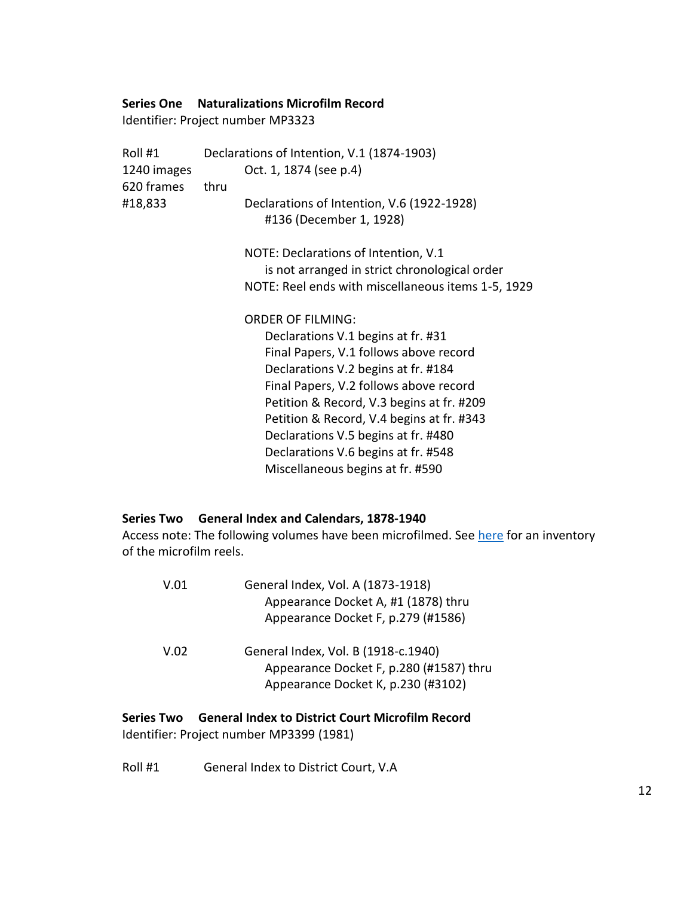**Series One Naturalizations Microfilm Record**
Identifier: Project number MP3323

| | |
|---|---|
| Roll #1 | Declarations of Intention, V.1 (1874-1903) |
| 1240 images | Oct. 1, 1874 (see p.4) |
| 620 frames | thru |
| #18,833 | Declarations of Intention, V.6 (1922-1928) #136 (December 1, 1928) |
| | NOTE: Declarations of Intention, V.1 is not arranged in strict chronological order |
| | NOTE: Reel ends with miscellaneous items 1-5, 1929 |
| | ORDER OF FILMING: |
| | Declarations V.1 begins at fr. #31 |
| | Final Papers, V.1 follows above record |
| | Declarations V.2 begins at fr. #184 |
| | Final Papers, V.2 follows above record |
| | Petition & Record, V.3 begins at fr. #209 |
| | Petition & Record, V.4 begins at fr. #343 |
| | Declarations V.5 begins at fr. #480 |
| | Declarations V.6 begins at fr. #548 |
| | Miscellaneous begins at fr. #590 |

**Series Two General Index and Calendars, 1878-1940**
Access note: The following volumes have been microfilmed. See here for an inventory of the microfilm reels.

| | |
|---|---|
| V.01 | General Index, Vol. A (1873-1918)<br>Appearance Docket A, #1 (1878) thru<br>Appearance Docket F, p.279 (#1586) |
| V.02 | General Index, Vol. B (1918-c.1940)<br>Appearance Docket F, p.280 (#1587) thru<br>Appearance Docket K, p.230 (#3102) |

**Series Two General Index to District Court Microfilm Record**
Identifier: Project number MP3399 (1981)

Roll #1 General Index to District Court, V.A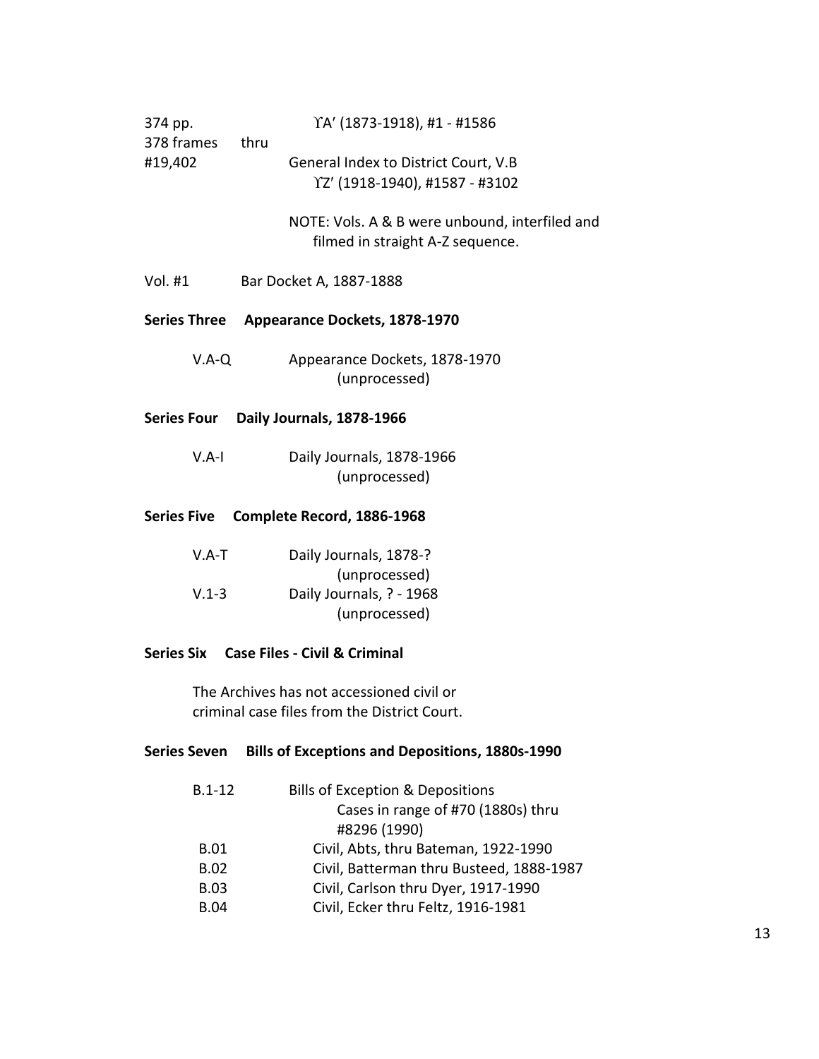| | | |
|---|---|---|
| 374 pp. | | ϒA′ (1873-1918), #1 - #1586 |
| 378 frames | thru | |
| #19,402 | | General Index to District Court, V.B |
| | | ϒZ′ (1918-1940), #1587 - #3102 |

NOTE: Vols. A & B were unbound, interfiled and filmed in straight A-Z sequence.

Vol. #1 Bar Docket A, 1887-1888

**Series Three Appearance Dockets, 1878-1970**

V.A-Q Appearance Dockets, 1878-1970 (unprocessed)

**Series Four Daily Journals, 1878-1966**

V.A-I Daily Journals, 1878-1966 (unprocessed)

**Series Five Complete Record, 1886-1968**

V.A-T Daily Journals, 1878-? (unprocessed)

V.1-3 Daily Journals, ? - 1968 (unprocessed)

**Series Six Case Files - Civil & Criminal**

The Archives has not accessioned civil or criminal case files from the District Court.

**Series Seven Bills of Exceptions and Depositions, 1880s-1990**

| | |
|---|---|
| B.1-12 | Bills of Exception & Depositions<br>Cases in range of #70 (1880s) thru #8296 (1990) |
| B.01 | Civil, Abts, thru Bateman, 1922-1990 |
| B.02 | Civil, Batterman thru Busteed, 1888-1987 |
| B.03 | Civil, Carlson thru Dyer, 1917-1990 |
| B.04 | Civil, Ecker thru Feltz, 1916-1981 |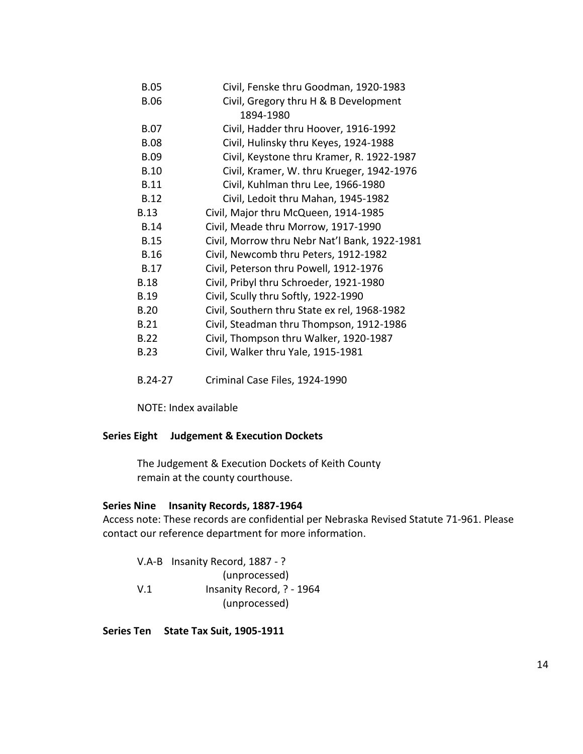B.05 Civil, Fenske thru Goodman, 1920-1983
B.06 Civil, Gregory thru H & B Development 1894-1980
B.07 Civil, Hadder thru Hoover, 1916-1992
B.08 Civil, Hulinsky thru Keyes, 1924-1988
B.09 Civil, Keystone thru Kramer, R. 1922-1987
B.10 Civil, Kramer, W. thru Krueger, 1942-1976
B.11 Civil, Kuhlman thru Lee, 1966-1980
B.12 Civil, Ledoit thru Mahan, 1945-1982
B.13 Civil, Major thru McQueen, 1914-1985
B.14 Civil, Meade thru Morrow, 1917-1990
B.15 Civil, Morrow thru Nebr Nat'l Bank, 1922-1981
B.16 Civil, Newcomb thru Peters, 1912-1982
B.17 Civil, Peterson thru Powell, 1912-1976
B.18 Civil, Pribyl thru Schroeder, 1921-1980
B.19 Civil, Scully thru Softly, 1922-1990
B.20 Civil, Southern thru State ex rel, 1968-1982
B.21 Civil, Steadman thru Thompson, 1912-1986
B.22 Civil, Thompson thru Walker, 1920-1987
B.23 Civil, Walker thru Yale, 1915-1981

B.24-27 Criminal Case Files, 1924-1990

NOTE: Index available

**Series Eight Judgement & Execution Dockets**

The Judgement & Execution Dockets of Keith County remain at the county courthouse.

**Series Nine Insanity Records, 1887-1964**

Access note: These records are confidential per Nebraska Revised Statute 71-961. Please contact our reference department for more information.

V.A-B Insanity Record, 1887 - ? (unprocessed)
V.1 Insanity Record, ? - 1964 (unprocessed)

**Series Ten State Tax Suit, 1905-1911**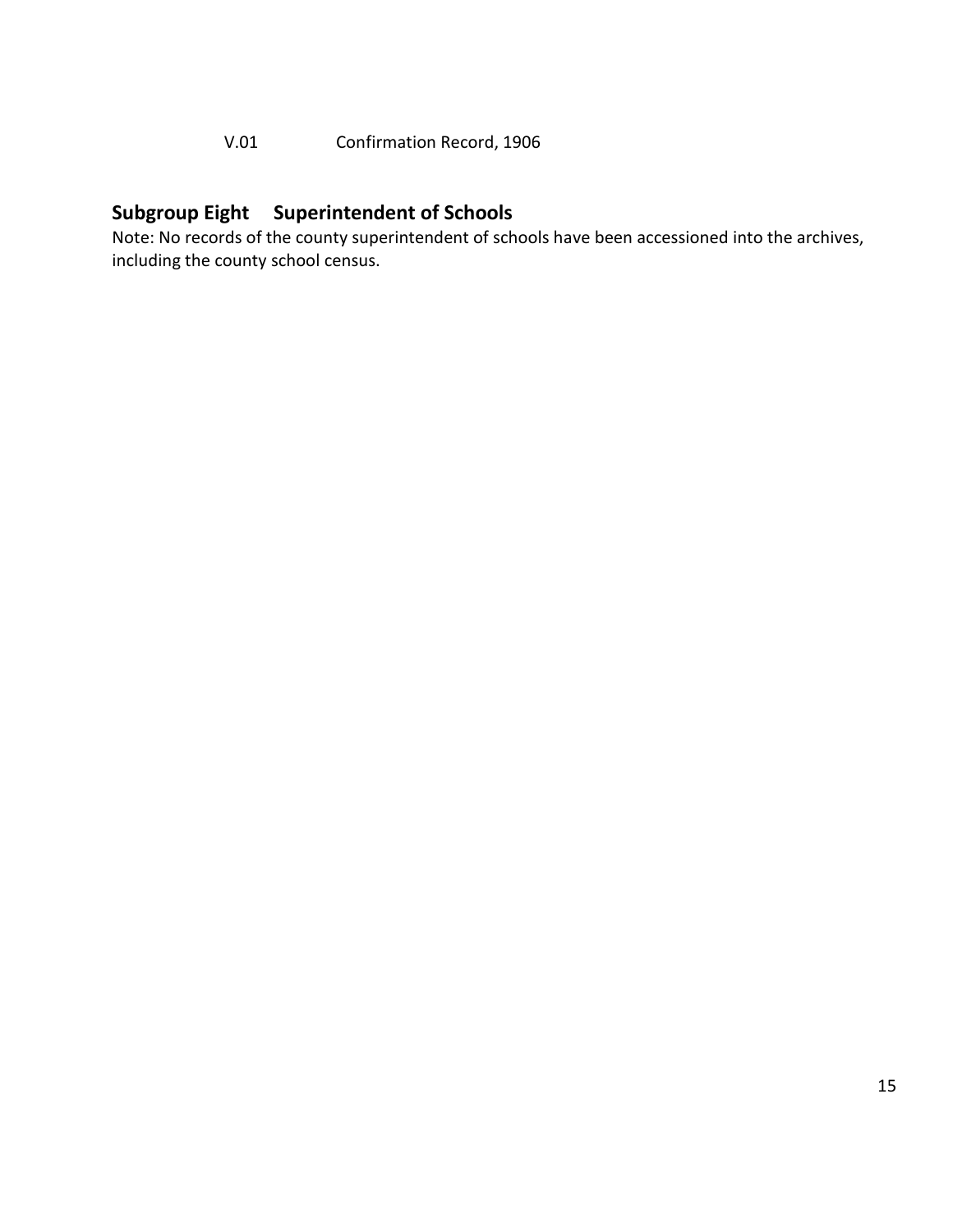V.01 Confirmation Record, 1906

## Subgroup Eight Superintendent of Schools

Note: No records of the county superintendent of schools have been accessioned into the archives, including the county school census.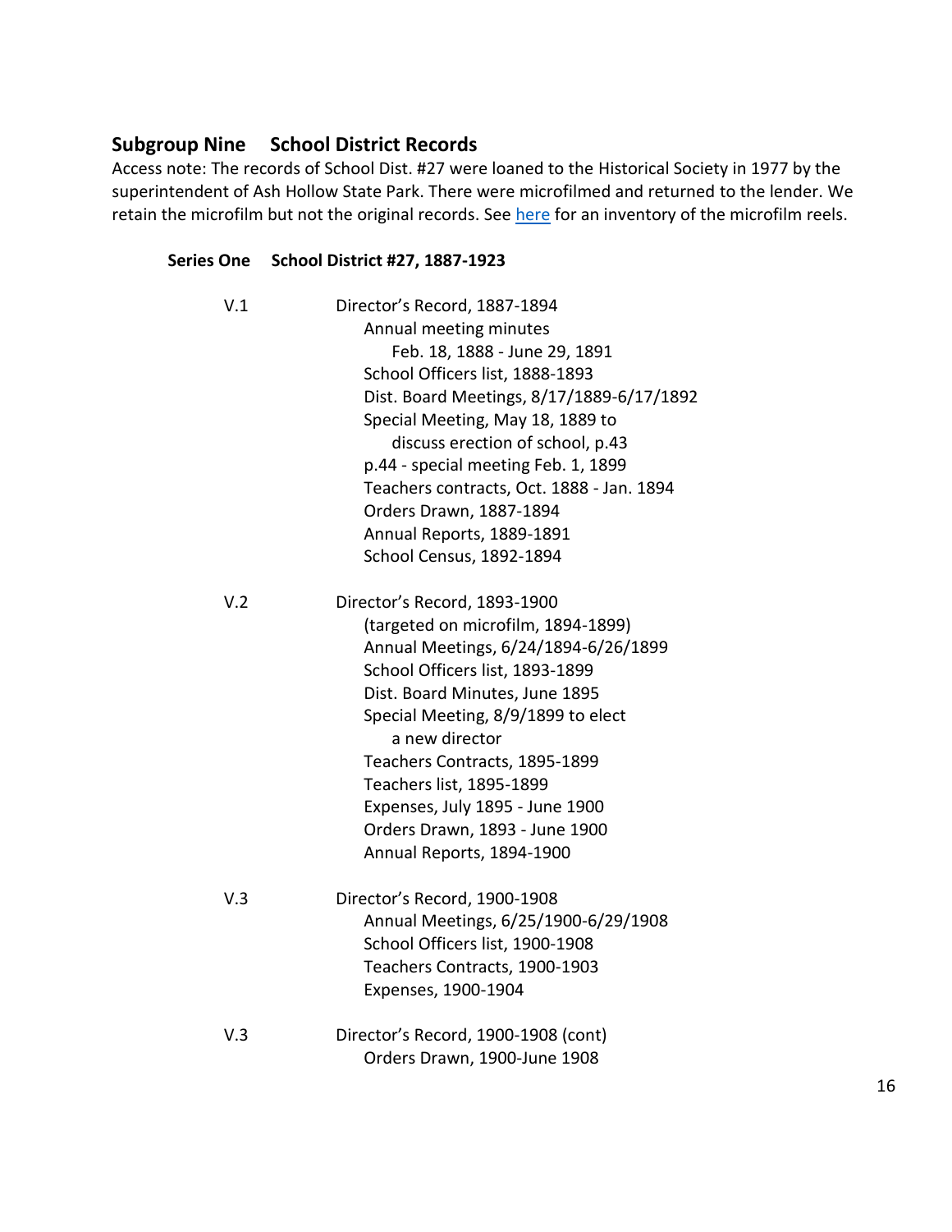## Subgroup Nine School District Records

Access note: The records of School Dist. #27 were loaned to the Historical Society in 1977 by the superintendent of Ash Hollow State Park. There were microfilmed and returned to the lender. We retain the microfilm but not the original records. See here for an inventory of the microfilm reels.

### Series One School District #27, 1887-1923

V.1 Director's Record, 1887-1894
- Annual meeting minutes
  - Feb. 18, 1888 - June 29, 1891
- School Officers list, 1888-1893
- Dist. Board Meetings, 8/17/1889-6/17/1892
- Special Meeting, May 18, 1889 to
  - discuss erection of school, p.43
- p.44 - special meeting Feb. 1, 1899
- Teachers contracts, Oct. 1888 - Jan. 1894
- Orders Drawn, 1887-1894
- Annual Reports, 1889-1891
- School Census, 1892-1894

V.2 Director's Record, 1893-1900
- (targeted on microfilm, 1894-1899)
- Annual Meetings, 6/24/1894-6/26/1899
- School Officers list, 1893-1899
- Dist. Board Minutes, June 1895
- Special Meeting, 8/9/1899 to elect
  - a new director
- Teachers Contracts, 1895-1899
- Teachers list, 1895-1899
- Expenses, July 1895 - June 1900
- Orders Drawn, 1893 - June 1900
- Annual Reports, 1894-1900

V.3 Director's Record, 1900-1908
- Annual Meetings, 6/25/1900-6/29/1908
- School Officers list, 1900-1908
- Teachers Contracts, 1900-1903
- Expenses, 1900-1904

V.3 Director's Record, 1900-1908 (cont)
- Orders Drawn, 1900-June 1908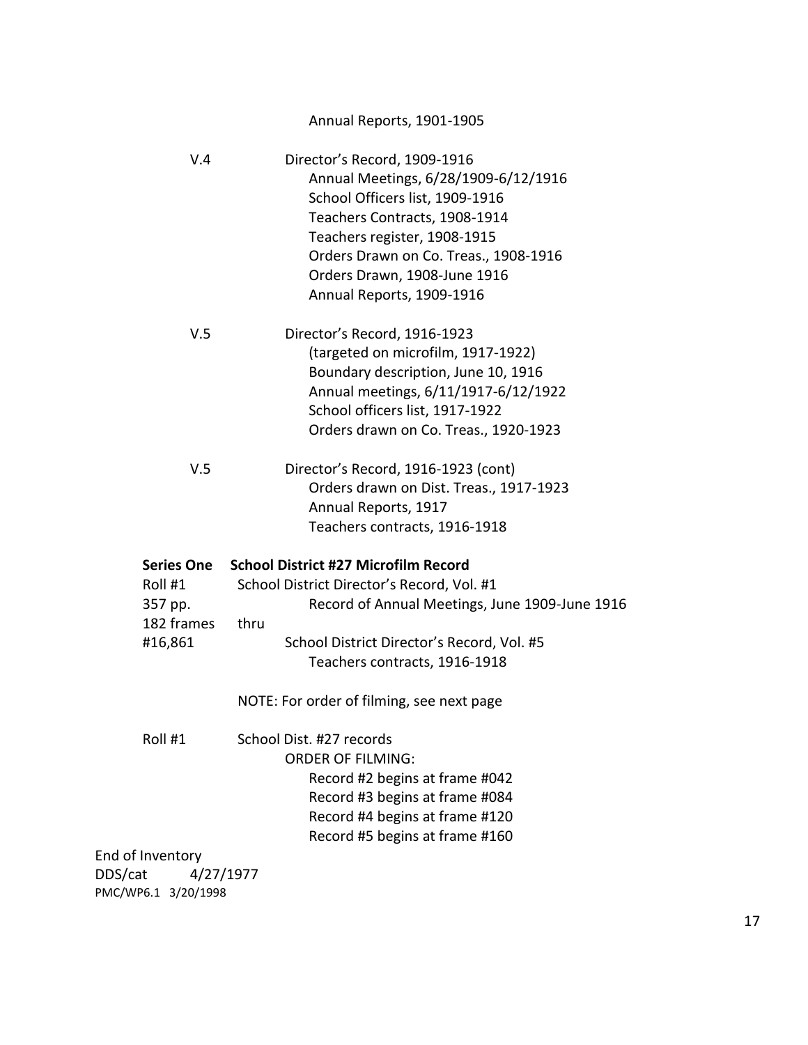Annual Reports, 1901-1905

V.4 Director's Record, 1909-1916
- Annual Meetings, 6/28/1909-6/12/1916
- School Officers list, 1909-1916
- Teachers Contracts, 1908-1914
- Teachers register, 1908-1915
- Orders Drawn on Co. Treas., 1908-1916
- Orders Drawn, 1908-June 1916
- Annual Reports, 1909-1916

V.5 Director's Record, 1916-1923
- (targeted on microfilm, 1917-1922)
- Boundary description, June 10, 1916
- Annual meetings, 6/11/1917-6/12/1922
- School officers list, 1917-1922
- Orders drawn on Co. Treas., 1920-1923

V.5 Director's Record, 1916-1923 (cont)
- Orders drawn on Dist. Treas., 1917-1923
- Annual Reports, 1917
- Teachers contracts, 1916-1918

**Series One School District #27 Microfilm Record**

Roll #1 School District Director's Record, Vol. #1
357 pp. Record of Annual Meetings, June 1909-June 1916
182 frames thru
#16,861 School District Director's Record, Vol. #5
Teachers contracts, 1916-1918

NOTE: For order of filming, see next page

Roll #1 School Dist. #27 records
ORDER OF FILMING:
- Record #2 begins at frame #042
- Record #3 begins at frame #084
- Record #4 begins at frame #120
- Record #5 begins at frame #160

End of Inventory
DDS/cat 4/27/1977
PMC/WP6.1 3/20/1998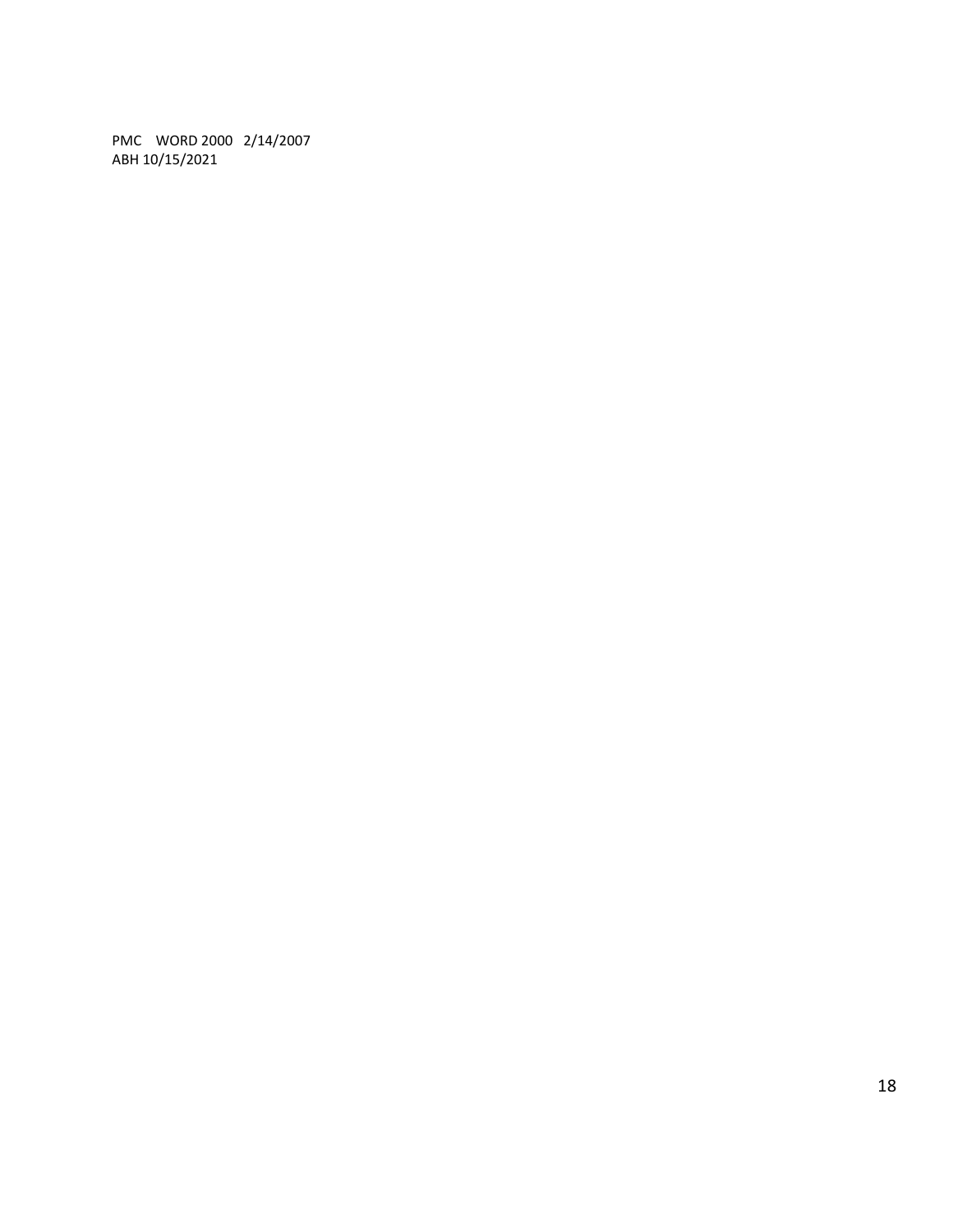PMC WORD 2000 2/14/2007
ABH 10/15/2021